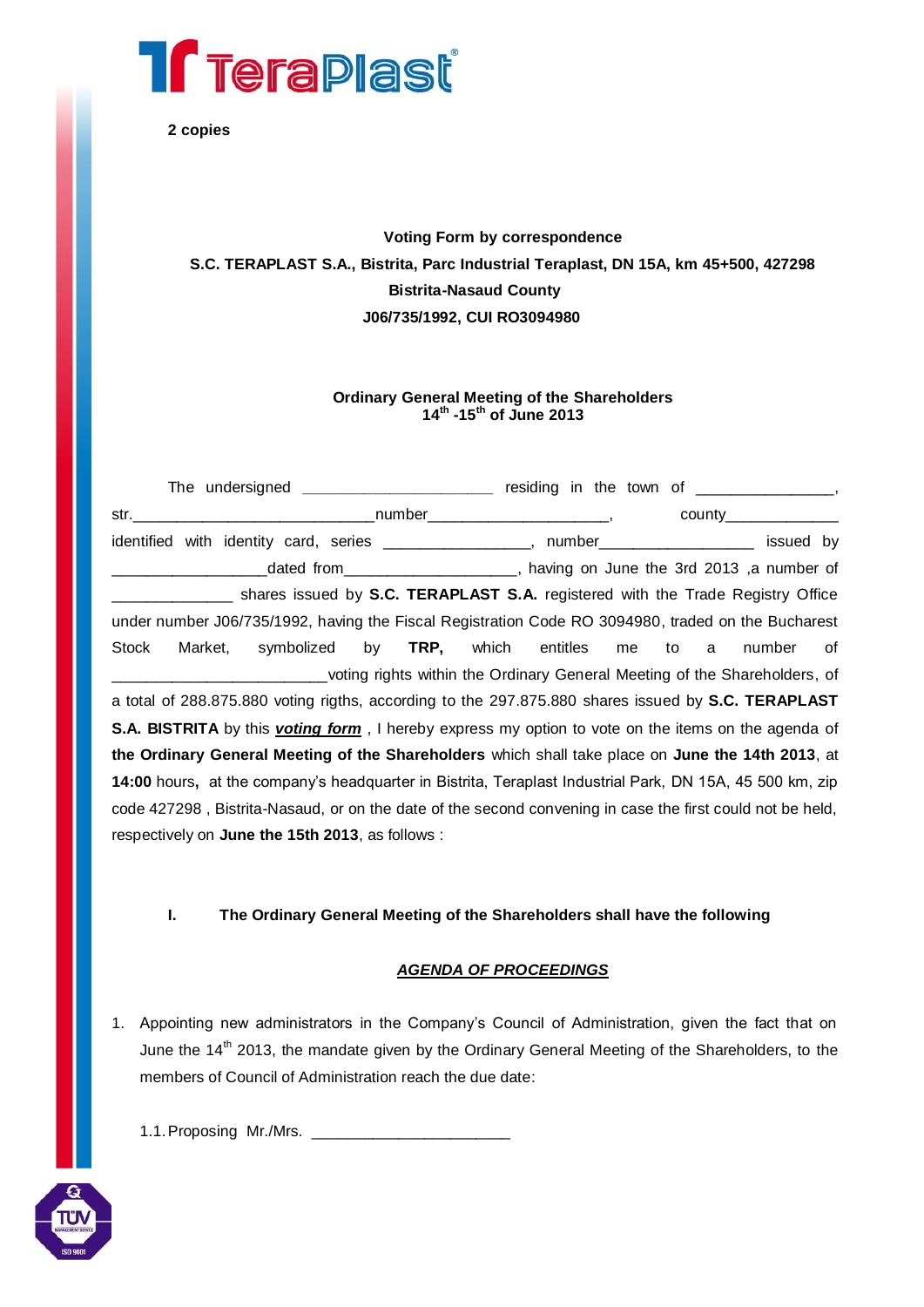**2 copies**

**Voting Form by correspondence**
**S.C. TERAPLAST S.A., Bistrita, Parc Industrial Teraplast, DN 15A, km 45+500, 427298**
**Bistrita-Nasaud County**
**J06/735/1992, CUI RO3094980**

**Ordinary General Meeting of the Shareholders**
**14th -15th of June 2013**

The undersigned ______________________ residing in the town of _______________, str.____________________________number_____________________, county_____________ identified with identity card, series ________________, number_________________ issued by _________________dated from___________________, having on June the 3rd 2013 ,a number of ______________ shares issued by **S.C. TERAPLAST S.A.** registered with the Trade Registry Office under number J06/735/1992, having the Fiscal Registration Code RO 3094980, traded on the Bucharest Stock Market, symbolized by **TRP,** which entitles me to a number of ________________________voting rights within the Ordinary General Meeting of the Shareholders, of a total of 288.875.880 voting rigths, according to the 297.875.880 shares issued by **S.C. TERAPLAST S.A. BISTRITA** by this ***voting form*** , I hereby express my option to vote on the items on the agenda of **the Ordinary General Meeting of the Shareholders** which shall take place on **June the 14th 2013**, at **14:00** hours**,** at the company's headquarter in Bistrita, Teraplast Industrial Park, DN 15A, 45 500 km, zip code 427298 , Bistrita-Nasaud, or on the date of the second convening in case the first could not be held, respectively on **June the 15th 2013**, as follows :

**I. The Ordinary General Meeting of the Shareholders shall have the following**

***AGENDA OF PROCEEDINGS***

1. Appointing new administrators in the Company's Council of Administration, given the fact that on June the 14th 2013, the mandate given by the Ordinary General Meeting of the Shareholders, to the members of Council of Administration reach the due date:

   1.1. Proposing Mr./Mrs. _______________________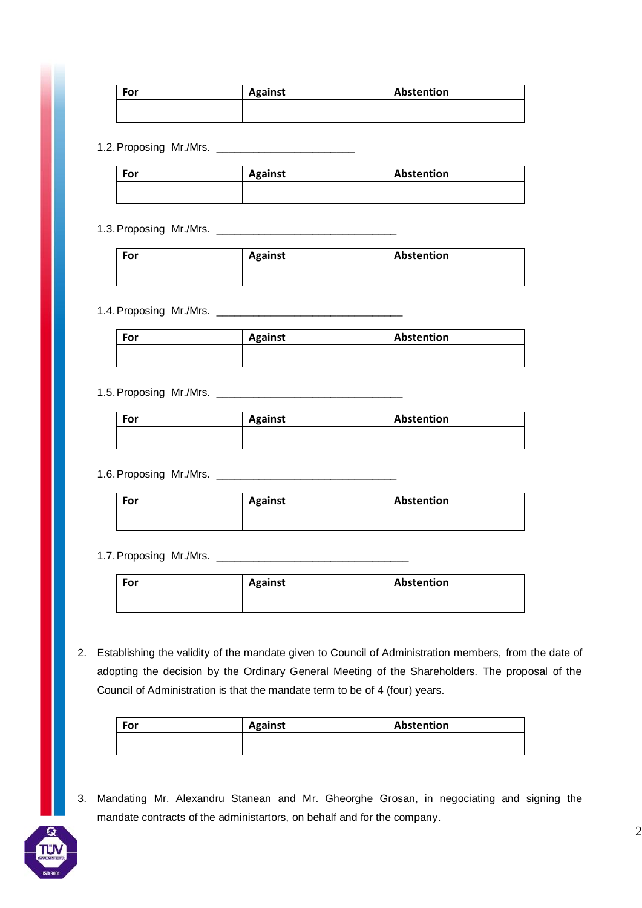| For | Against | Abstention |
| --- | --- | --- |
| | | |

1.2. Proposing Mr./Mrs. _______________________

| For | Against | Abstention |
| --- | --- | --- |
| | | |

1.3. Proposing Mr./Mrs. ______________________________

| For | Against | Abstention |
| --- | --- | --- |
| | | |

1.4. Proposing Mr./Mrs. _______________________________

| For | Against | Abstention |
| --- | --- | --- |
| | | |

1.5. Proposing Mr./Mrs. _______________________________

| For | Against | Abstention |
| --- | --- | --- |
| | | |

1.6. Proposing Mr./Mrs. ______________________________

| For | Against | Abstention |
| --- | --- | --- |
| | | |

1.7. Proposing Mr./Mrs. ________________________________

| For | Against | Abstention |
| --- | --- | --- |
| | | |

2. Establishing the validity of the mandate given to Council of Administration members, from the date of adopting the decision by the Ordinary General Meeting of the Shareholders. The proposal of the Council of Administration is that the mandate term to be of 4 (four) years.

| For | Against | Abstention |
| --- | --- | --- |
| | | |

3. Mandating Mr. Alexandru Stanean and Mr. Gheorghe Grosan, in negociating and signing the mandate contracts of the administartors, on behalf and for the company.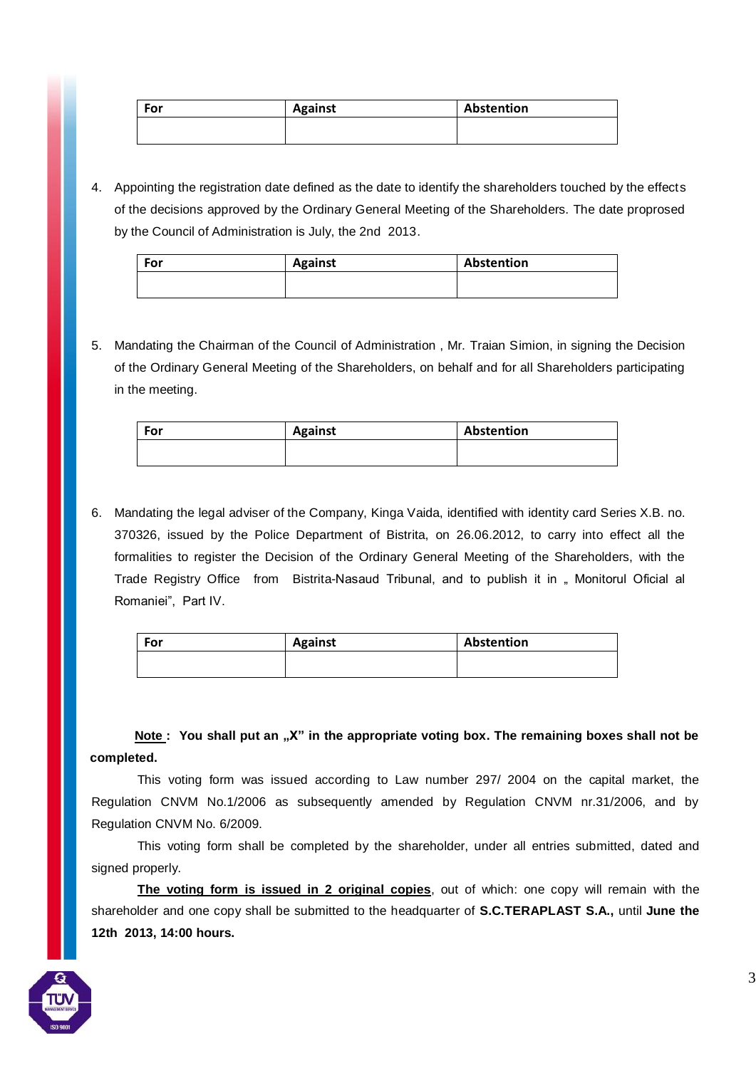| For | Against | Abstention |
| --- | --- | --- |
| | | |

4. Appointing the registration date defined as the date to identify the shareholders touched by the effects of the decisions approved by the Ordinary General Meeting of the Shareholders. The date proprosed by the Council of Administration is July, the 2nd 2013.

| For | Against | Abstention |
| --- | --- | --- |
| | | |

5. Mandating the Chairman of the Council of Administration , Mr. Traian Simion, in signing the Decision of the Ordinary General Meeting of the Shareholders, on behalf and for all Shareholders participating in the meeting.

| For | Against | Abstention |
| --- | --- | --- |
| | | |

6. Mandating the legal adviser of the Company, Kinga Vaida, identified with identity card Series X.B. no. 370326, issued by the Police Department of Bistrita, on 26.06.2012, to carry into effect all the formalities to register the Decision of the Ordinary General Meeting of the Shareholders, with the Trade Registry Office from Bistrita-Nasaud Tribunal, and to publish it in „ Monitorul Oficial al Romaniei", Part IV.

| For | Against | Abstention |
| --- | --- | --- |
| | | |

**Note : You shall put an „X" in the appropriate voting box. The remaining boxes shall not be completed.**

This voting form was issued according to Law number 297/ 2004 on the capital market, the Regulation CNVM No.1/2006 as subsequently amended by Regulation CNVM nr.31/2006, and by Regulation CNVM No. 6/2009.

This voting form shall be completed by the shareholder, under all entries submitted, dated and signed properly.

**The voting form is issued in 2 original copies**, out of which: one copy will remain with the shareholder and one copy shall be submitted to the headquarter of **S.C.TERAPLAST S.A.,** until **June the 12th 2013, 14:00 hours.**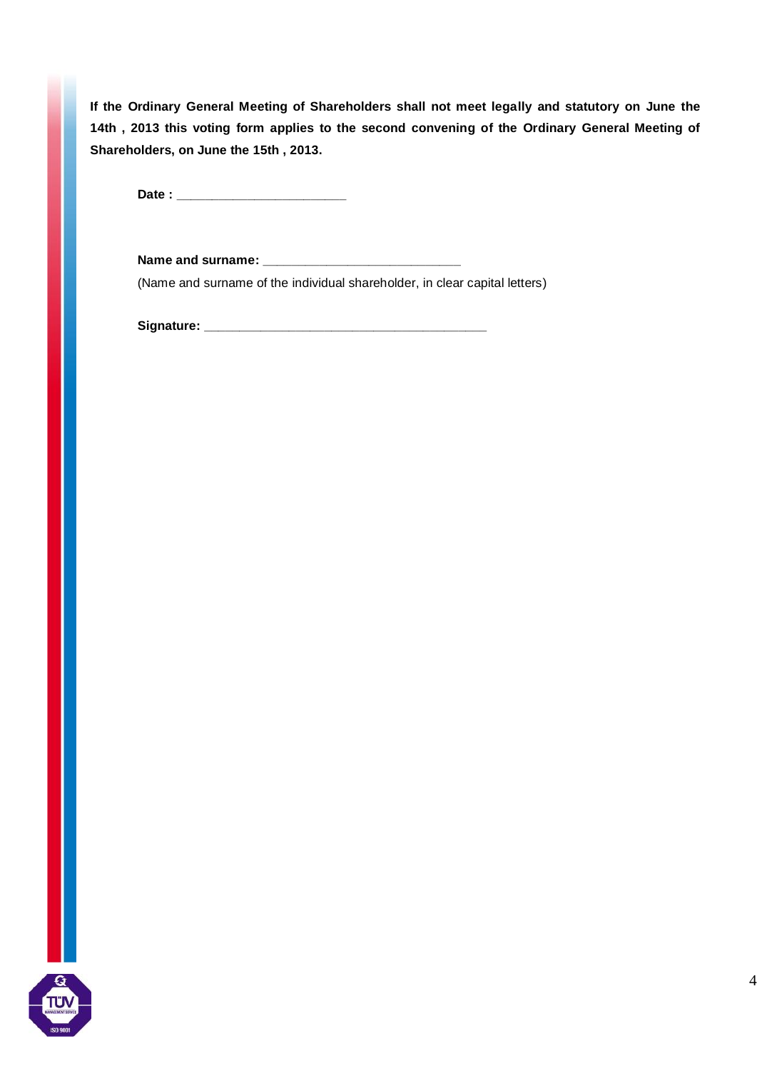**If the Ordinary General Meeting of Shareholders shall not meet legally and statutory on June the 14th , 2013 this voting form applies to the second convening of the Ordinary General Meeting of Shareholders, on June the 15th , 2013.**

**Date : ________________________**

**Name and surname: ____________________________**

(Name and surname of the individual shareholder, in clear capital letters)

**Signature: ________________________________________**